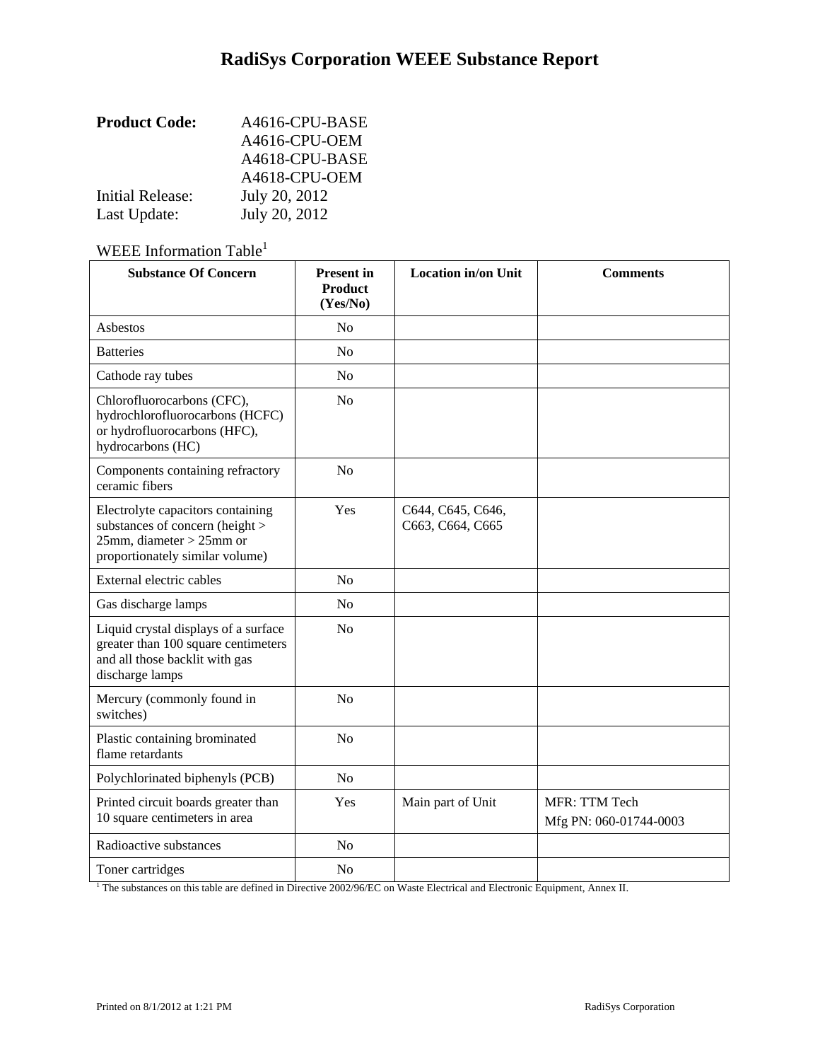# RadiSys Corporation WEEE Substance Report

**Product Code:** A4616-CPU-BASE
A4616-CPU-OEM
A4618-CPU-BASE
A4618-CPU-OEM

Initial Release: July 20, 2012
Last Update: July 20, 2012

WEEE Information Table[1]

| Substance Of Concern | Present in Product (Yes/No) | Location in/on Unit | Comments |
|---|---|---|---|
| Asbestos | No | | |
| Batteries | No | | |
| Cathode ray tubes | No | | |
| Chlorofluorocarbons (CFC), hydrochlorofluorocarbons (HCFC) or hydrofluorocarbons (HFC), hydrocarbons (HC) | No | | |
| Components containing refractory ceramic fibers | No | | |
| Electrolyte capacitors containing substances of concern (height > 25mm, diameter > 25mm or proportionately similar volume) | Yes | C644, C645, C646, C663, C664, C665 | |
| External electric cables | No | | |
| Gas discharge lamps | No | | |
| Liquid crystal displays of a surface greater than 100 square centimeters and all those backlit with gas discharge lamps | No | | |
| Mercury (commonly found in switches) | No | | |
| Plastic containing brominated flame retardants | No | | |
| Polychlorinated biphenyls (PCB) | No | | |
| Printed circuit boards greater than 10 square centimeters in area | Yes | Main part of Unit | MFR: TTM Tech<br>Mfg PN: 060-01744-0003 |
| Radioactive substances | No | | |
| Toner cartridges | No | | |

[1] The substances on this table are defined in Directive 2002/96/EC on Waste Electrical and Electronic Equipment, Annex II.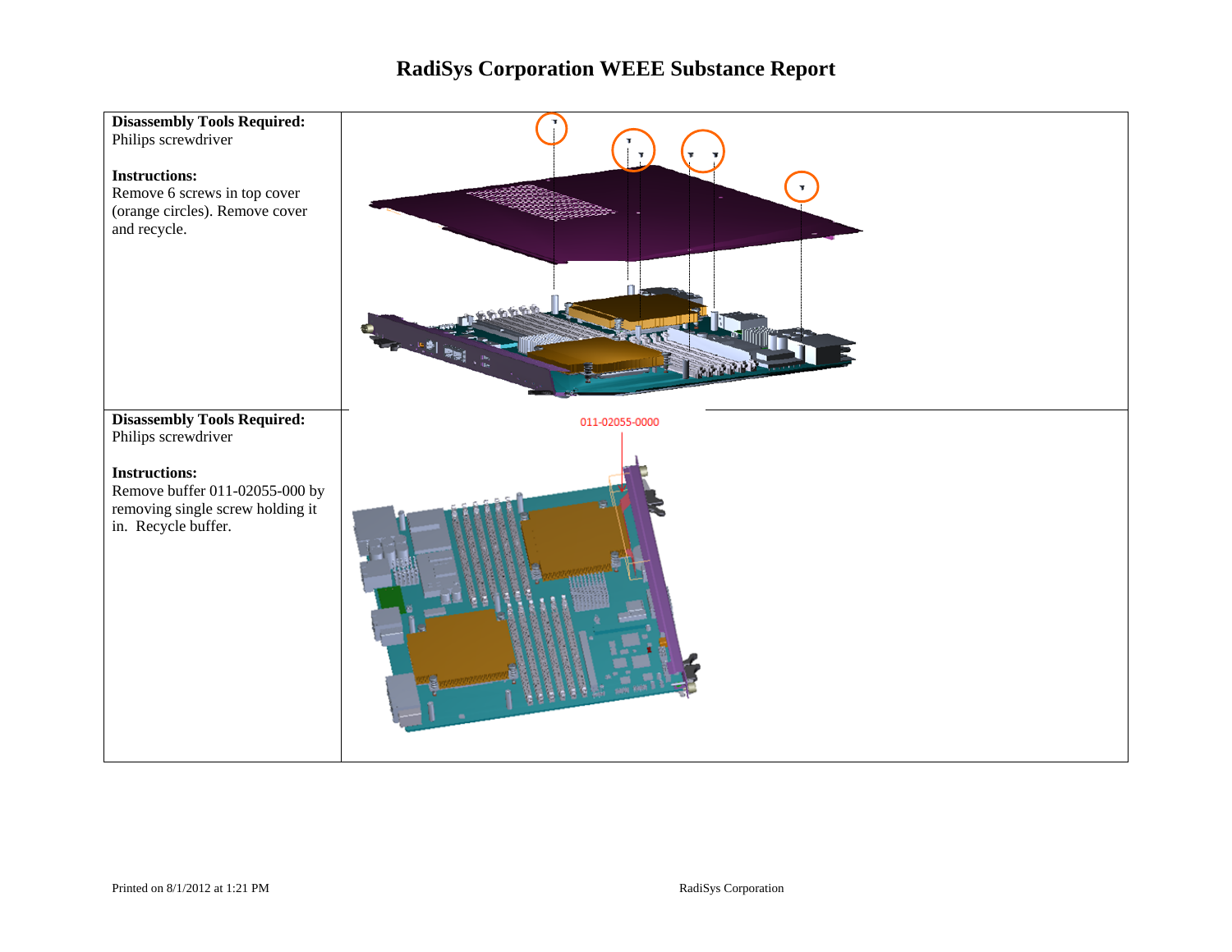# RadiSys Corporation WEEE Substance Report

| | |
|---|---|
| **Disassembly Tools Required:** Philips screwdriver<br><br>**Instructions:** Remove 6 screws in top cover (orange circles). Remove cover and recycle. | |
| **Disassembly Tools Required:** Philips screwdriver<br><br>**Instructions:** Remove buffer 011-02055-000 by removing single screw holding it in. Recycle buffer. | 011-02055-0000 |

Printed on 8/1/2012 at 1:21 PM RadiSys Corporation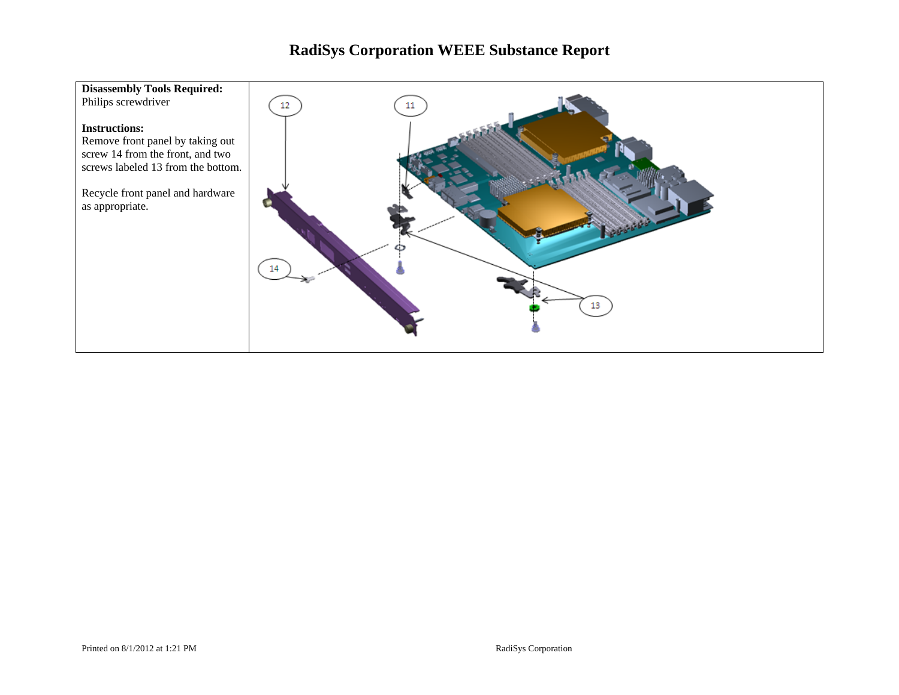# RadiSys Corporation WEEE Substance Report

**Disassembly Tools Required:**
Philips screwdriver

**Instructions:**
Remove front panel by taking out screw 14 from the front, and two screws labeled 13 from the bottom.

Recycle front panel and hardware as appropriate.

Printed on 8/1/2012 at 1:21 PM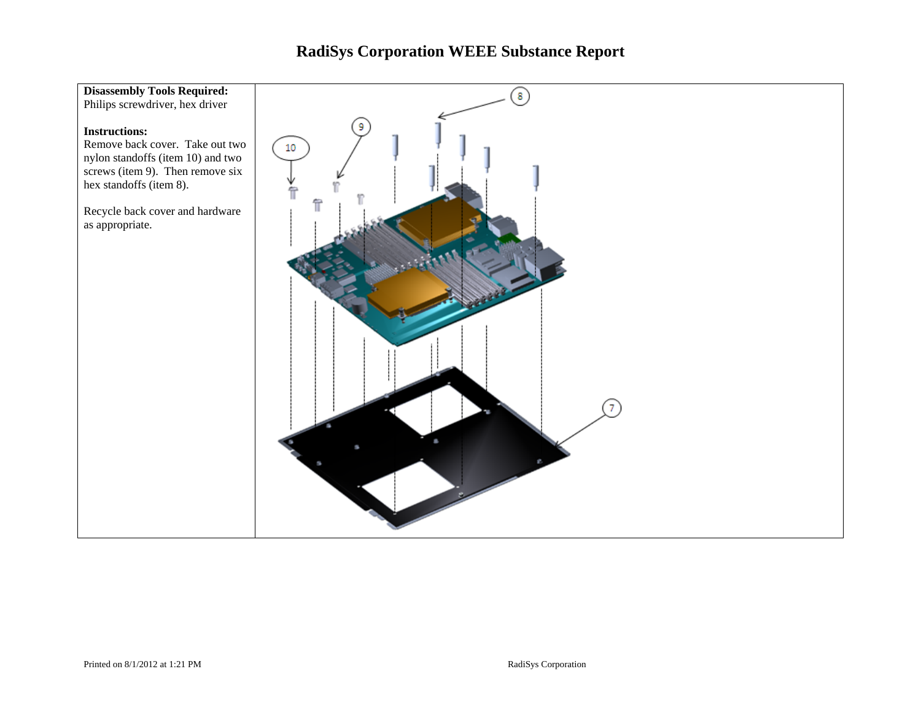# RadiSys Corporation WEEE Substance Report

**Disassembly Tools Required:**
Philips screwdriver, hex driver

**Instructions:**
Remove back cover. Take out two nylon standoffs (item 10) and two screws (item 9). Then remove six hex standoffs (item 8).

Recycle back cover and hardware as appropriate.

Printed on 8/1/2012 at 1:21 PM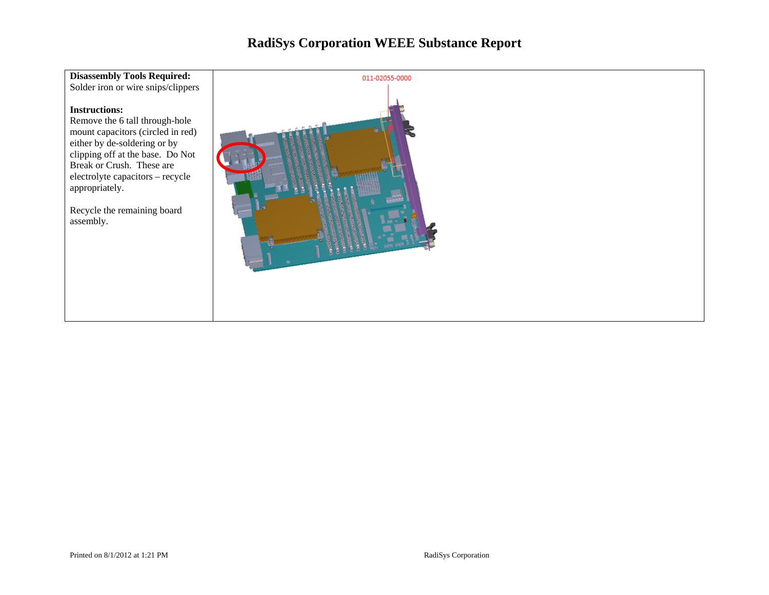# RadiSys Corporation WEEE Substance Report

| | |
|---|---|
| **Disassembly Tools Required:**<br>Solder iron or wire snips/clippers<br><br>**Instructions:**<br>Remove the 6 tall through-hole mount capacitors (circled in red) either by de-soldering or by clipping off at the base. Do Not Break or Crush. These are electrolyte capacitors – recycle appropriately.<br><br>Recycle the remaining board assembly. | 011-02055-0000 |

Printed on 8/1/2012 at 1:21 PM RadiSys Corporation